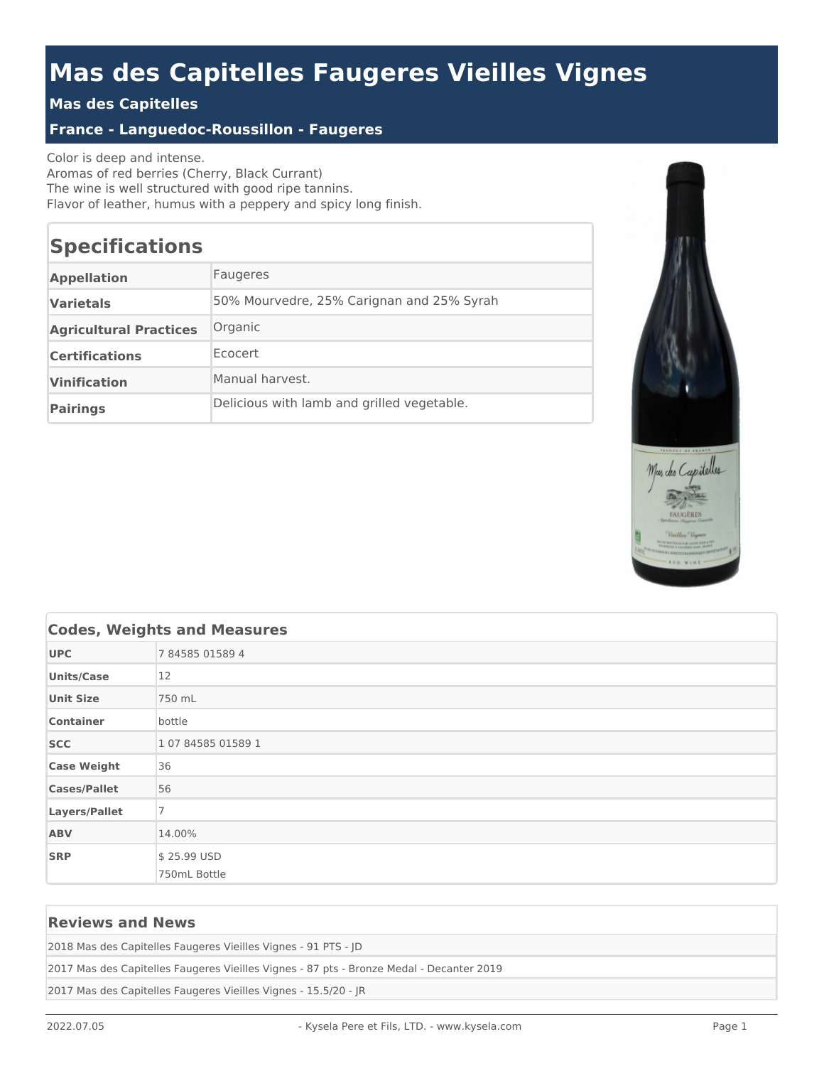# Mas des Capitelles Faugeres Vieilles Vignes

### Mas des Capitelles

### France - Languedoc-Roussillon - Faugeres

Color is deep and intense.
Aromas of red berries (Cherry, Black Currant)
The wine is well structured with good ripe tannins.
Flavor of leather, humus with a peppery and spicy long finish.

## Specifications

| | |
|---|---|
| **Appellation** | Faugeres |
| **Varietals** | 50% Mourvedre, 25% Carignan and 25% Syrah |
| **Agricultural Practices** | Organic |
| **Certifications** | Ecocert |
| **Vinification** | Manual harvest. |
| **Pairings** | Delicious with lamb and grilled vegetable. |

## Codes, Weights and Measures

| | |
|---|---|
| **UPC** | 7 84585 01589 4 |
| **Units/Case** | 12 |
| **Unit Size** | 750 mL |
| **Container** | bottle |
| **SCC** | 1 07 84585 01589 1 |
| **Case Weight** | 36 |
| **Cases/Pallet** | 56 |
| **Layers/Pallet** | 7 |
| **ABV** | 14.00% |
| **SRP** | $ 25.99 USD 750mL Bottle |

## Reviews and News

2018 Mas des Capitelles Faugeres Vieilles Vignes - 91 PTS - JD

2017 Mas des Capitelles Faugeres Vieilles Vignes - 87 pts - Bronze Medal - Decanter 2019

2017 Mas des Capitelles Faugeres Vieilles Vignes - 15.5/20 - JR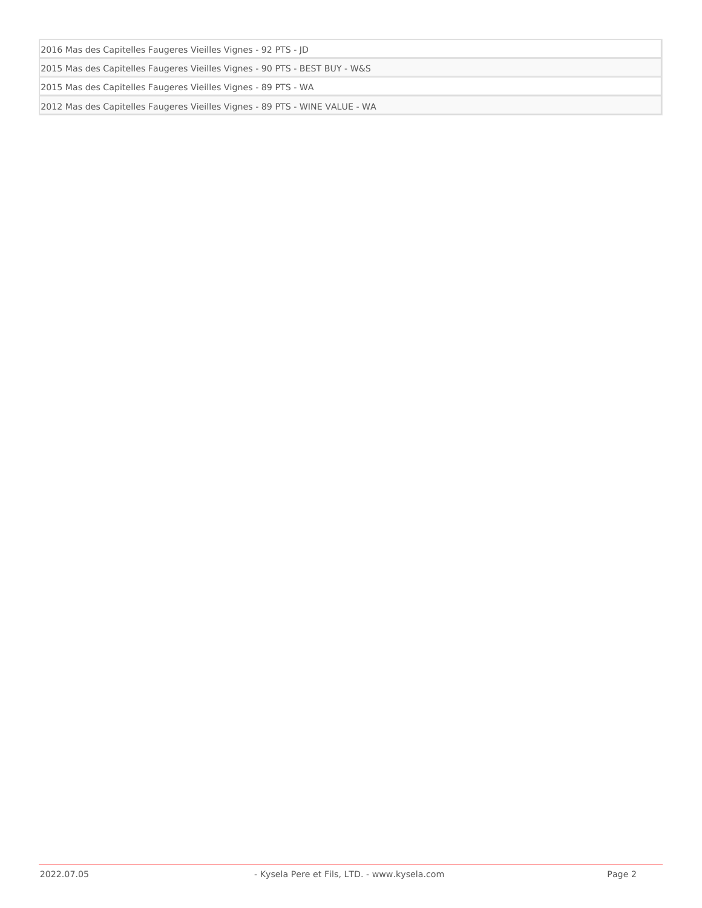| |
|---|
| 2016 Mas des Capitelles Faugeres Vieilles Vignes - 92 PTS - JD |
| 2015 Mas des Capitelles Faugeres Vieilles Vignes - 90 PTS - BEST BUY - W&S |
| 2015 Mas des Capitelles Faugeres Vieilles Vignes - 89 PTS - WA |
| 2012 Mas des Capitelles Faugeres Vieilles Vignes - 89 PTS - WINE VALUE - WA |